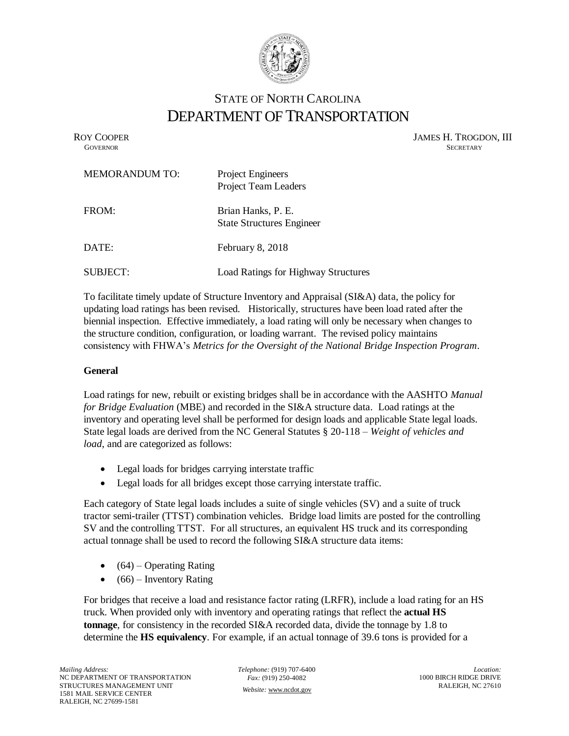STATE OF NORTH CAROLINA

# DEPARTMENT OF TRANSPORTATION

ROY COOPER
GOVERNOR

JAMES H. TROGDON, III
SECRETARY

MEMORANDUM TO: Project Engineers
Project Team Leaders

FROM: Brian Hanks, P. E.
State Structures Engineer

DATE: February 8, 2018

SUBJECT: Load Ratings for Highway Structures

To facilitate timely update of Structure Inventory and Appraisal (SI&A) data, the policy for updating load ratings has been revised. Historically, structures have been load rated after the biennial inspection. Effective immediately, a load rating will only be necessary when changes to the structure condition, configuration, or loading warrant. The revised policy maintains consistency with FHWA's *Metrics for the Oversight of the National Bridge Inspection Program*.

**General**

Load ratings for new, rebuilt or existing bridges shall be in accordance with the AASHTO *Manual for Bridge Evaluation* (MBE) and recorded in the SI&A structure data. Load ratings at the inventory and operating level shall be performed for design loads and applicable State legal loads. State legal loads are derived from the NC General Statutes § 20-118 – *Weight of vehicles and load*, and are categorized as follows:

- Legal loads for bridges carrying interstate traffic
- Legal loads for all bridges except those carrying interstate traffic.

Each category of State legal loads includes a suite of single vehicles (SV) and a suite of truck tractor semi-trailer (TTST) combination vehicles. Bridge load limits are posted for the controlling SV and the controlling TTST. For all structures, an equivalent HS truck and its corresponding actual tonnage shall be used to record the following SI&A structure data items:

- (64) – Operating Rating
- (66) – Inventory Rating

For bridges that receive a load and resistance factor rating (LRFR), include a load rating for an HS truck. When provided only with inventory and operating ratings that reflect the **actual HS tonnage**, for consistency in the recorded SI&A recorded data, divide the tonnage by 1.8 to determine the **HS equivalency**. For example, if an actual tonnage of 39.6 tons is provided for a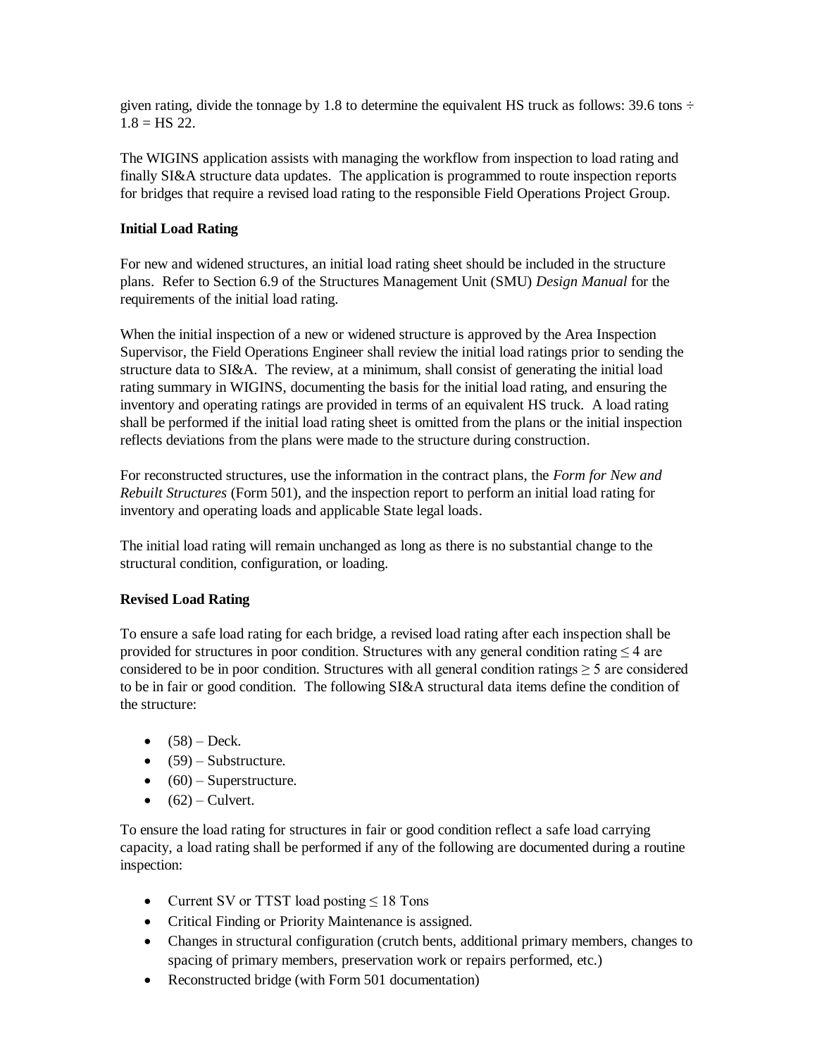given rating, divide the tonnage by 1.8 to determine the equivalent HS truck as follows: 39.6 tons ÷ 1.8 = HS 22.

The WIGINS application assists with managing the workflow from inspection to load rating and finally SI&A structure data updates. The application is programmed to route inspection reports for bridges that require a revised load rating to the responsible Field Operations Project Group.

**Initial Load Rating**

For new and widened structures, an initial load rating sheet should be included in the structure plans. Refer to Section 6.9 of the Structures Management Unit (SMU) *Design Manual* for the requirements of the initial load rating.

When the initial inspection of a new or widened structure is approved by the Area Inspection Supervisor, the Field Operations Engineer shall review the initial load ratings prior to sending the structure data to SI&A. The review, at a minimum, shall consist of generating the initial load rating summary in WIGINS, documenting the basis for the initial load rating, and ensuring the inventory and operating ratings are provided in terms of an equivalent HS truck. A load rating shall be performed if the initial load rating sheet is omitted from the plans or the initial inspection reflects deviations from the plans were made to the structure during construction.

For reconstructed structures, use the information in the contract plans, the *Form for New and Rebuilt Structures* (Form 501), and the inspection report to perform an initial load rating for inventory and operating loads and applicable State legal loads.

The initial load rating will remain unchanged as long as there is no substantial change to the structural condition, configuration, or loading.

**Revised Load Rating**

To ensure a safe load rating for each bridge, a revised load rating after each inspection shall be provided for structures in poor condition. Structures with any general condition rating ≤ 4 are considered to be in poor condition. Structures with all general condition ratings ≥ 5 are considered to be in fair or good condition. The following SI&A structural data items define the condition of the structure:

- (58) – Deck.
- (59) – Substructure.
- (60) – Superstructure.
- (62) – Culvert.

To ensure the load rating for structures in fair or good condition reflect a safe load carrying capacity, a load rating shall be performed if any of the following are documented during a routine inspection:

- Current SV or TTST load posting ≤ 18 Tons
- Critical Finding or Priority Maintenance is assigned.
- Changes in structural configuration (crutch bents, additional primary members, changes to spacing of primary members, preservation work or repairs performed, etc.)
- Reconstructed bridge (with Form 501 documentation)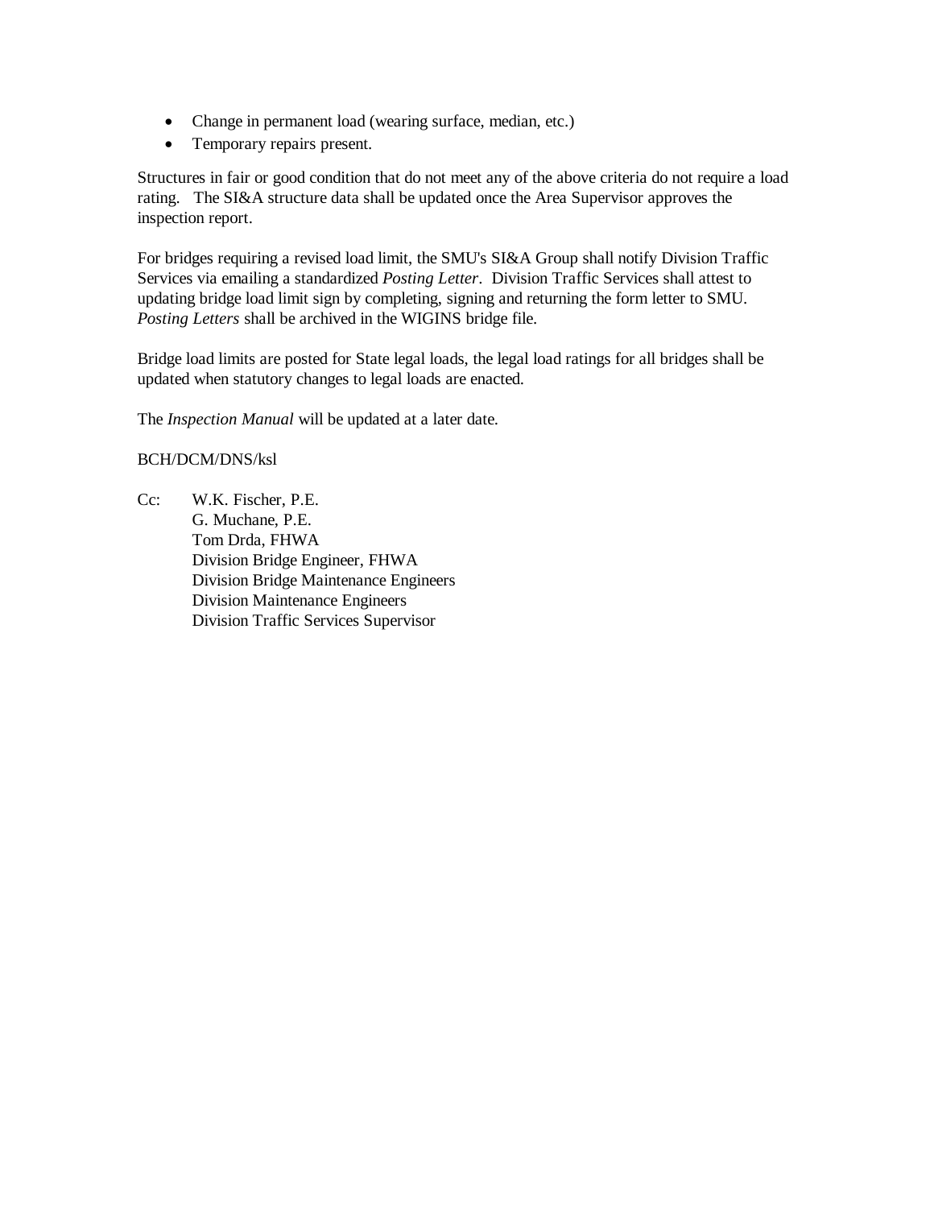- Change in permanent load (wearing surface, median, etc.)
- Temporary repairs present.

Structures in fair or good condition that do not meet any of the above criteria do not require a load rating. The SI&A structure data shall be updated once the Area Supervisor approves the inspection report.

For bridges requiring a revised load limit, the SMU's SI&A Group shall notify Division Traffic Services via emailing a standardized *Posting Letter*. Division Traffic Services shall attest to updating bridge load limit sign by completing, signing and returning the form letter to SMU. *Posting Letters* shall be archived in the WIGINS bridge file.

Bridge load limits are posted for State legal loads, the legal load ratings for all bridges shall be updated when statutory changes to legal loads are enacted.

The *Inspection Manual* will be updated at a later date.

BCH/DCM/DNS/ksl

Cc: W.K. Fischer, P.E.
G. Muchane, P.E.
Tom Drda, FHWA
Division Bridge Engineer, FHWA
Division Bridge Maintenance Engineers
Division Maintenance Engineers
Division Traffic Services Supervisor